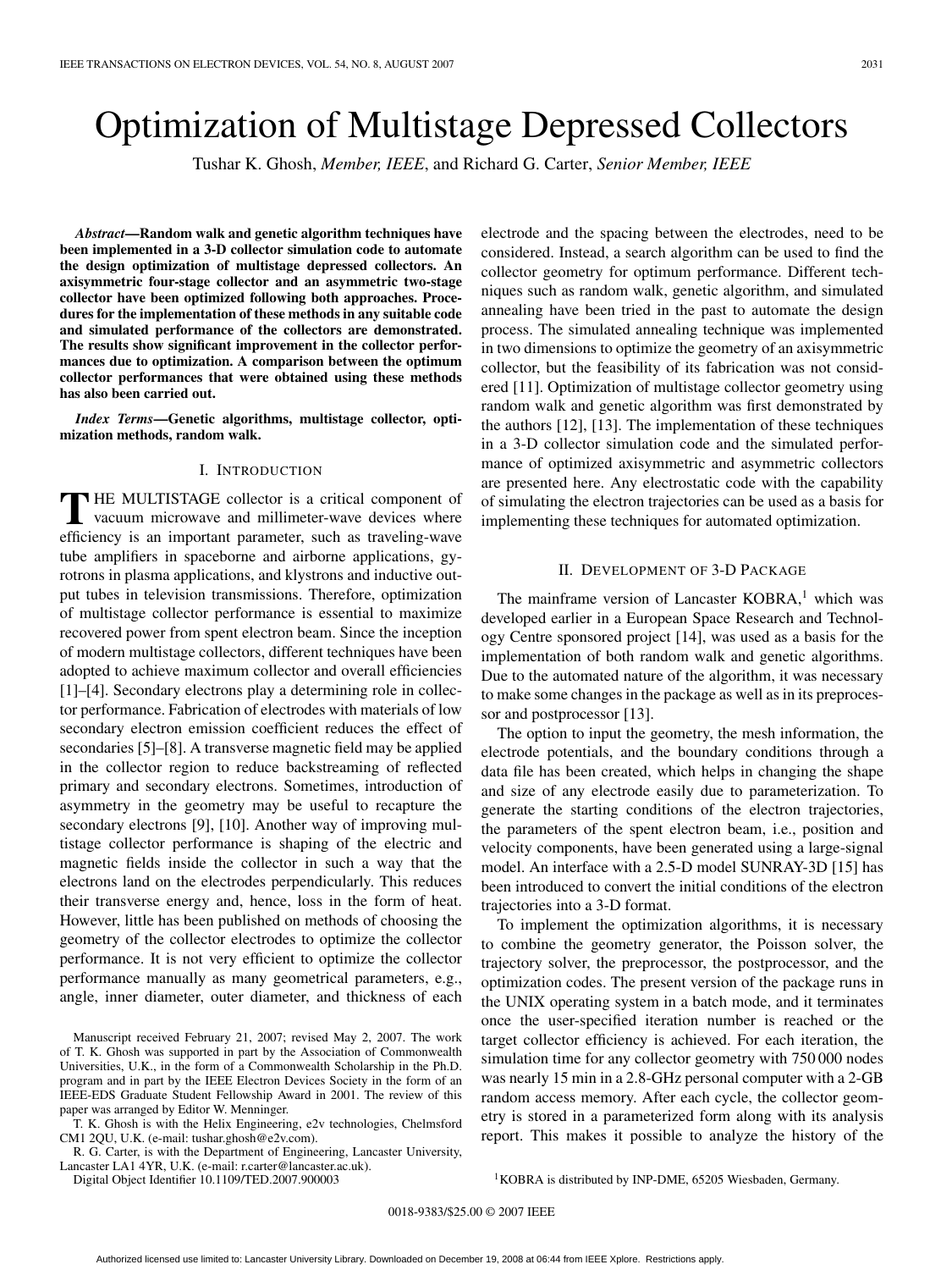# Optimization of Multistage Depressed Collectors

Tushar K. Ghosh, *Member, IEEE*, and Richard G. Carter, *Senior Member, IEEE*

***Abstract*—Random walk and genetic algorithm techniques have been implemented in a 3-D collector simulation code to automate the design optimization of multistage depressed collectors. An axisymmetric four-stage collector and an asymmetric two-stage collector have been optimized following both approaches. Procedures for the implementation of these methods in any suitable code and simulated performance of the collectors are demonstrated. The results show significant improvement in the collector performances due to optimization. A comparison between the optimum collector performances that were obtained using these methods has also been carried out.**

***Index Terms*—Genetic algorithms, multistage collector, optimization methods, random walk.**

## I. Introduction

The MULTISTAGE collector is a critical component of vacuum microwave and millimeter-wave devices where efficiency is an important parameter, such as traveling-wave tube amplifiers in spaceborne and airborne applications, gyrotrons in plasma applications, and klystrons and inductive output tubes in television transmissions. Therefore, optimization of multistage collector performance is essential to maximize recovered power from spent electron beam. Since the inception of modern multistage collectors, different techniques have been adopted to achieve maximum collector and overall efficiencies [1]–[4]. Secondary electrons play a determining role in collector performance. Fabrication of electrodes with materials of low secondary electron emission coefficient reduces the effect of secondaries [5]–[8]. A transverse magnetic field may be applied in the collector region to reduce backstreaming of reflected primary and secondary electrons. Sometimes, introduction of asymmetry in the geometry may be useful to recapture the secondary electrons [9], [10]. Another way of improving multistage collector performance is shaping of the electric and magnetic fields inside the collector in such a way that the electrons land on the electrodes perpendicularly. This reduces their transverse energy and, hence, loss in the form of heat. However, little has been published on methods of choosing the geometry of the collector electrodes to optimize the collector performance. It is not very efficient to optimize the collector performance manually as many geometrical parameters, e.g., angle, inner diameter, outer diameter, and thickness of each electrode and the spacing between the electrodes, need to be considered. Instead, a search algorithm can be used to find the collector geometry for optimum performance. Different techniques such as random walk, genetic algorithm, and simulated annealing have been tried in the past to automate the design process. The simulated annealing technique was implemented in two dimensions to optimize the geometry of an axisymmetric collector, but the feasibility of its fabrication was not considered [11]. Optimization of multistage collector geometry using random walk and genetic algorithm was first demonstrated by the authors [12], [13]. The implementation of these techniques in a 3-D collector simulation code and the simulated performance of optimized axisymmetric and asymmetric collectors are presented here. Any electrostatic code with the capability of simulating the electron trajectories can be used as a basis for implementing these techniques for automated optimization.

Manuscript received February 21, 2007; revised May 2, 2007. The work of T. K. Ghosh was supported in part by the Association of Commonwealth Universities, U.K., in the form of a Commonwealth Scholarship in the Ph.D. program and in part by the IEEE Electron Devices Society in the form of an IEEE-EDS Graduate Student Fellowship Award in 2001. The review of this paper was arranged by Editor W. Menninger.

T. K. Ghosh is with the Helix Engineering, e2v technologies, Chelmsford CM1 2QU, U.K. (e-mail: tushar.ghosh@e2v.com).

R. G. Carter, is with the Department of Engineering, Lancaster University, Lancaster LA1 4YR, U.K. (e-mail: r.carter@lancaster.ac.uk).

Digital Object Identifier 10.1109/TED.2007.900003

## II. Development of 3-D Package

The mainframe version of Lancaster KOBRA,[1] which was developed earlier in a European Space Research and Technology Centre sponsored project [14], was used as a basis for the implementation of both random walk and genetic algorithms. Due to the automated nature of the algorithm, it was necessary to make some changes in the package as well as in its preprocessor and postprocessor [13].

The option to input the geometry, the mesh information, the electrode potentials, and the boundary conditions through a data file has been created, which helps in changing the shape and size of any electrode easily due to parameterization. To generate the starting conditions of the electron trajectories, the parameters of the spent electron beam, i.e., position and velocity components, have been generated using a large-signal model. An interface with a 2.5-D model SUNRAY-3D [15] has been introduced to convert the initial conditions of the electron trajectories into a 3-D format.

To implement the optimization algorithms, it is necessary to combine the geometry generator, the Poisson solver, the trajectory solver, the preprocessor, the postprocessor, and the optimization codes. The present version of the package runs in the UNIX operating system in a batch mode, and it terminates once the user-specified iteration number is reached or the target collector efficiency is achieved. For each iteration, the simulation time for any collector geometry with 750 000 nodes was nearly 15 min in a 2.8-GHz personal computer with a 2-GB random access memory. After each cycle, the collector geometry is stored in a parameterized form along with its analysis report. This makes it possible to analyze the history of the

[1] KOBRA is distributed by INP-DME, 65205 Wiesbaden, Germany.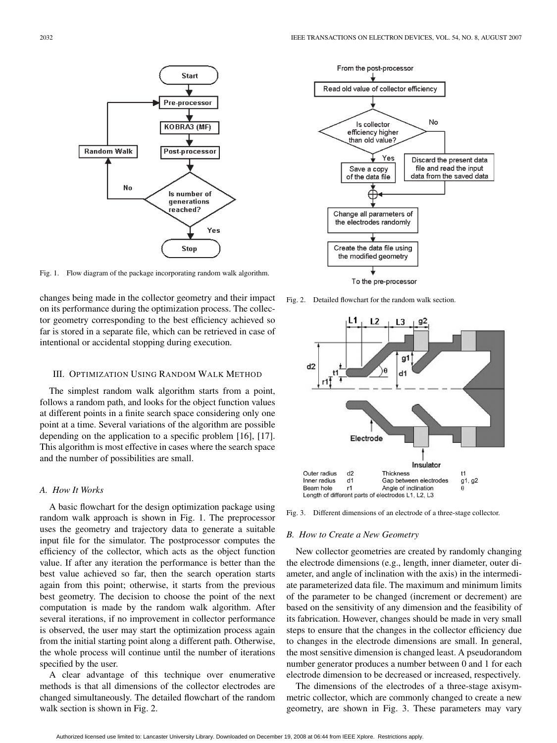Start

Pre-processor

KOBRA3 (MF)

Post-processor

Random Walk

Is number of generations reached?

No

Yes

Stop

Fig. 1. Flow diagram of the package incorporating random walk algorithm.

changes being made in the collector geometry and their impact on its performance during the optimization process. The collector geometry corresponding to the best efficiency achieved so far is stored in a separate file, which can be retrieved in case of intentional or accidental stopping during execution.

## III. Optimization Using Random Walk Method

The simplest random walk algorithm starts from a point, follows a random path, and looks for the object function values at different points in a finite search space considering only one point at a time. Several variations of the algorithm are possible depending on the application to a specific problem [16], [17]. This algorithm is most effective in cases where the search space and the number of possibilities are small.

### A. How It Works

A basic flowchart for the design optimization package using random walk approach is shown in Fig. 1. The preprocessor uses the geometry and trajectory data to generate a suitable input file for the simulator. The postprocessor computes the efficiency of the collector, which acts as the object function value. If after any iteration the performance is better than the best value achieved so far, then the search operation starts again from this point; otherwise, it starts from the previous best geometry. The decision to choose the point of the next computation is made by the random walk algorithm. After several iterations, if no improvement in collector performance is observed, the user may start the optimization process again from the initial starting point along a different path. Otherwise, the whole process will continue until the number of iterations specified by the user.

A clear advantage of this technique over enumerative methods is that all dimensions of the collector electrodes are changed simultaneously. The detailed flowchart of the random walk section is shown in Fig. 2.

From the post-processor

Read old value of collector efficiency

Is collector efficiency higher than old value?

No

Yes

Save a copy of the data file

Discard the present data file and read the input data from the saved data

Change all parameters of the electrodes randomly

Create the data file using the modified geometry

To the pre-processor

Fig. 2. Detailed flowchart for the random walk section.

L1 L2 L3 g2

d2 t1 r1 g1 θ d1

Electrode

Insulator

Outer radius d2 Thickness t1

Inner radius d1 Gap between electrodes g1, g2

Beam hole r1 Angle of inclination θ

Length of different parts of electrodes L1, L2, L3

Fig. 3. Different dimensions of an electrode of a three-stage collector.

### B. How to Create a New Geometry

New collector geometries are created by randomly changing the electrode dimensions (e.g., length, inner diameter, outer diameter, and angle of inclination with the axis) in the intermediate parameterized data file. The maximum and minimum limits of the parameter to be changed (increment or decrement) are based on the sensitivity of any dimension and the feasibility of its fabrication. However, changes should be made in very small steps to ensure that the changes in the collector efficiency due to changes in the electrode dimensions are small. In general, the most sensitive dimension is changed least. A pseudorandom number generator produces a number between 0 and 1 for each electrode dimension to be decreased or increased, respectively.

The dimensions of the electrodes of a three-stage axisymmetric collector, which are commonly changed to create a new geometry, are shown in Fig. 3. These parameters may vary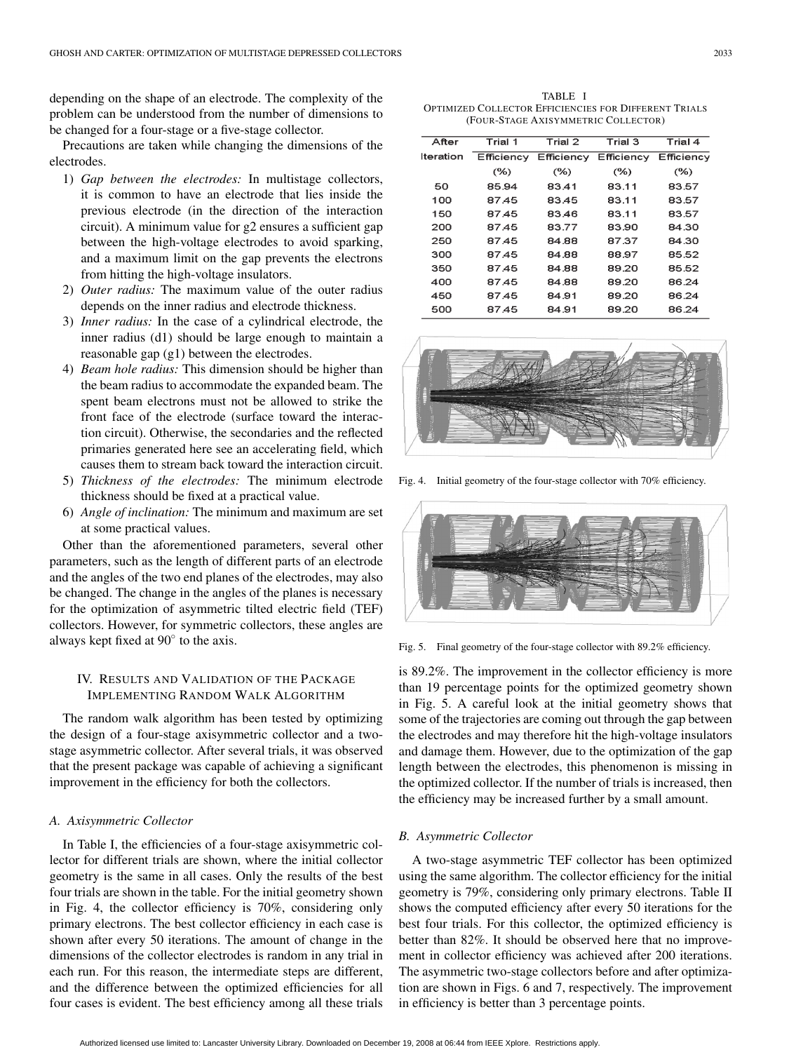depending on the shape of an electrode. The complexity of the problem can be understood from the number of dimensions to be changed for a four-stage or a five-stage collector.

Precautions are taken while changing the dimensions of the electrodes.

1) *Gap between the electrodes:* In multistage collectors, it is common to have an electrode that lies inside the previous electrode (in the direction of the interaction circuit). A minimum value for g2 ensures a sufficient gap between the high-voltage electrodes to avoid sparking, and a maximum limit on the gap prevents the electrons from hitting the high-voltage insulators.
2) *Outer radius:* The maximum value of the outer radius depends on the inner radius and electrode thickness.
3) *Inner radius:* In the case of a cylindrical electrode, the inner radius (d1) should be large enough to maintain a reasonable gap (g1) between the electrodes.
4) *Beam hole radius:* This dimension should be higher than the beam radius to accommodate the expanded beam. The spent beam electrons must not be allowed to strike the front face of the electrode (surface toward the interaction circuit). Otherwise, the secondaries and the reflected primaries generated here see an accelerating field, which causes them to stream back toward the interaction circuit.
5) *Thickness of the electrodes:* The minimum electrode thickness should be fixed at a practical value.
6) *Angle of inclination:* The minimum and maximum are set at some practical values.

Other than the aforementioned parameters, several other parameters, such as the length of different parts of an electrode and the angles of the two end planes of the electrodes, may also be changed. The change in the angles of the planes is necessary for the optimization of asymmetric tilted electric field (TEF) collectors. However, for symmetric collectors, these angles are always kept fixed at 90° to the axis.

## IV. Results and Validation of the Package Implementing Random Walk Algorithm

The random walk algorithm has been tested by optimizing the design of a four-stage axisymmetric collector and a two-stage asymmetric collector. After several trials, it was observed that the present package was capable of achieving a significant improvement in the efficiency for both the collectors.

### A. Axisymmetric Collector

In Table I, the efficiencies of a four-stage axisymmetric collector for different trials are shown, where the initial collector geometry is the same in all cases. Only the results of the best four trials are shown in the table. For the initial geometry shown in Fig. 4, the collector efficiency is 70%, considering only primary electrons. The best collector efficiency in each case is shown after every 50 iterations. The amount of change in the dimensions of the collector electrodes is random in any trial in each run. For this reason, the intermediate steps are different, and the difference between the optimized efficiencies for all four cases is evident. The best efficiency among all these trials is 89.2%. The improvement in the collector efficiency is more than 19 percentage points for the optimized geometry shown in Fig. 5. A careful look at the initial geometry shows that some of the trajectories are coming out through the gap between the electrodes and may therefore hit the high-voltage insulators and damage them. However, due to the optimization of the gap length between the electrodes, this phenomenon is missing in the optimized collector. If the number of trials is increased, then the efficiency may be increased further by a small amount.

TABLE I
OPTIMIZED COLLECTOR EFFICIENCIES FOR DIFFERENT TRIALS (FOUR-STAGE AXISYMMETRIC COLLECTOR)

| After Iteration | Trial 1 Efficiency (%) | Trial 2 Efficiency (%) | Trial 3 Efficiency (%) | Trial 4 Efficiency (%) |
|---|---|---|---|---|
| 50 | 85.94 | 83.41 | 83.11 | 83.57 |
| 100 | 87.45 | 83.45 | 83.11 | 83.57 |
| 150 | 87.45 | 83.46 | 83.11 | 83.57 |
| 200 | 87.45 | 83.77 | 83.90 | 84.30 |
| 250 | 87.45 | 84.88 | 87.37 | 84.30 |
| 300 | 87.45 | 84.88 | 88.97 | 85.52 |
| 350 | 87.45 | 84.88 | 89.20 | 85.52 |
| 400 | 87.45 | 84.88 | 89.20 | 86.24 |
| 450 | 87.45 | 84.91 | 89.20 | 86.24 |
| 500 | 87.45 | 84.91 | 89.20 | 86.24 |

Fig. 4. Initial geometry of the four-stage collector with 70% efficiency.

Fig. 5. Final geometry of the four-stage collector with 89.2% efficiency.

### B. Asymmetric Collector

A two-stage asymmetric TEF collector has been optimized using the same algorithm. The collector efficiency for the initial geometry is 79%, considering only primary electrons. Table II shows the computed efficiency after every 50 iterations for the best four trials. For this collector, the optimized efficiency is better than 82%. It should be observed here that no improvement in collector efficiency was achieved after 200 iterations. The asymmetric two-stage collectors before and after optimization are shown in Figs. 6 and 7, respectively. The improvement in efficiency is better than 3 percentage points.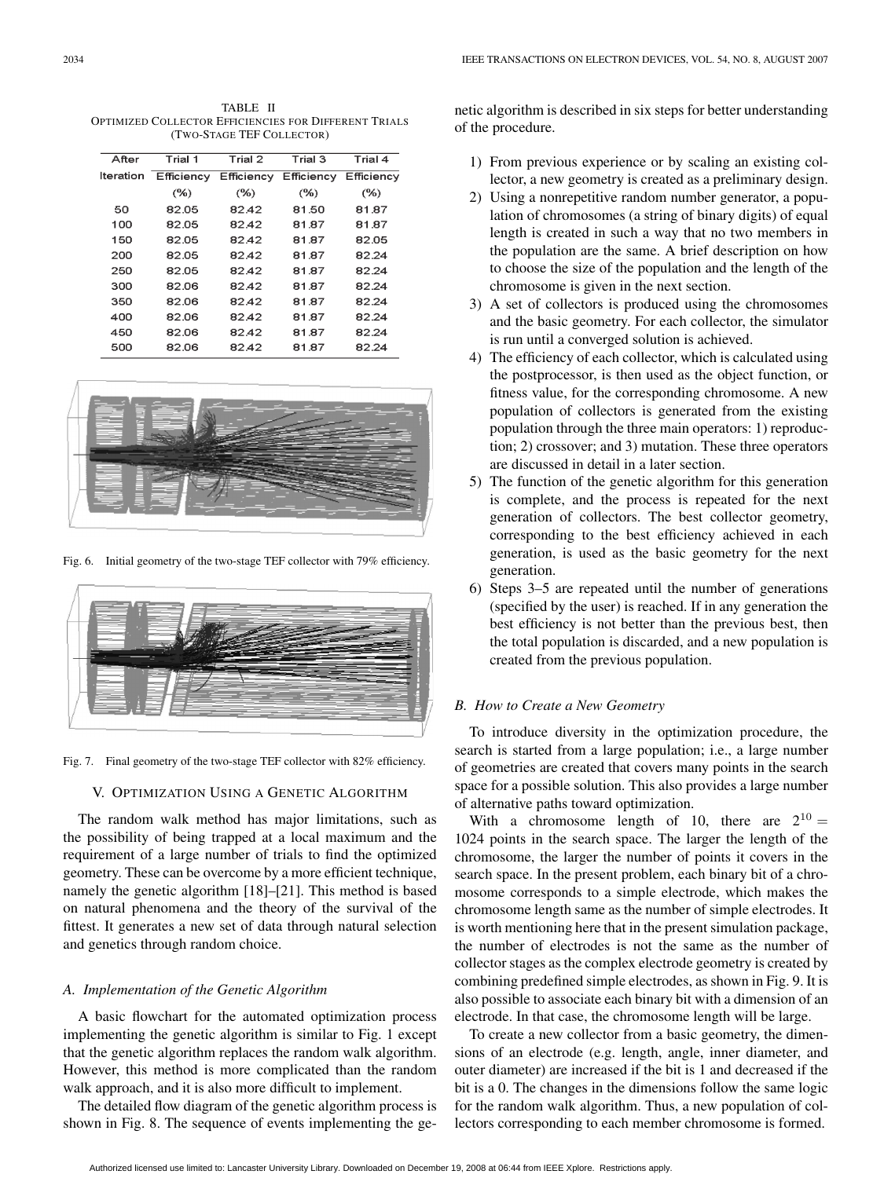TABLE II
OPTIMIZED COLLECTOR EFFICIENCIES FOR DIFFERENT TRIALS (TWO-STAGE TEF COLLECTOR)

| After Iteration | Trial 1 Efficiency (%) | Trial 2 Efficiency (%) | Trial 3 Efficiency (%) | Trial 4 Efficiency (%) |
|---|---|---|---|---|
| 50 | 82.05 | 82.42 | 81.50 | 81.87 |
| 100 | 82.05 | 82.42 | 81.87 | 81.87 |
| 150 | 82.05 | 82.42 | 81.87 | 82.05 |
| 200 | 82.05 | 82.42 | 81.87 | 82.24 |
| 250 | 82.05 | 82.42 | 81.87 | 82.24 |
| 300 | 82.06 | 82.42 | 81.87 | 82.24 |
| 350 | 82.06 | 82.42 | 81.87 | 82.24 |
| 400 | 82.06 | 82.42 | 81.87 | 82.24 |
| 450 | 82.06 | 82.42 | 81.87 | 82.24 |
| 500 | 82.06 | 82.42 | 81.87 | 82.24 |

Fig. 6. Initial geometry of the two-stage TEF collector with 79% efficiency.

Fig. 7. Final geometry of the two-stage TEF collector with 82% efficiency.

## V. OPTIMIZATION USING A GENETIC ALGORITHM

The random walk method has major limitations, such as the possibility of being trapped at a local maximum and the requirement of a large number of trials to find the optimized geometry. These can be overcome by a more efficient technique, namely the genetic algorithm [18]–[21]. This method is based on natural phenomena and the theory of the survival of the fittest. It generates a new set of data through natural selection and genetics through random choice.

### *A. Implementation of the Genetic Algorithm*

A basic flowchart for the automated optimization process implementing the genetic algorithm is similar to Fig. 1 except that the genetic algorithm replaces the random walk algorithm. However, this method is more complicated than the random walk approach, and it is also more difficult to implement.

The detailed flow diagram of the genetic algorithm process is shown in Fig. 8. The sequence of events implementing the genetic algorithm is described in six steps for better understanding of the procedure.

1) From previous experience or by scaling an existing collector, a new geometry is created as a preliminary design.
2) Using a nonrepetitive random number generator, a population of chromosomes (a string of binary digits) of equal length is created in such a way that no two members in the population are the same. A brief description on how to choose the size of the population and the length of the chromosome is given in the next section.
3) A set of collectors is produced using the chromosomes and the basic geometry. For each collector, the simulator is run until a converged solution is achieved.
4) The efficiency of each collector, which is calculated using the postprocessor, is then used as the object function, or fitness value, for the corresponding chromosome. A new population of collectors is generated from the existing population through the three main operators: 1) reproduction; 2) crossover; and 3) mutation. These three operators are discussed in detail in a later section.
5) The function of the genetic algorithm for this generation is complete, and the process is repeated for the next generation of collectors. The best collector geometry, corresponding to the best efficiency achieved in each generation, is used as the basic geometry for the next generation.
6) Steps 3–5 are repeated until the number of generations (specified by the user) is reached. If in any generation the best efficiency is not better than the previous best, then the total population is discarded, and a new population is created from the previous population.

### *B. How to Create a New Geometry*

To introduce diversity in the optimization procedure, the search is started from a large population; i.e., a large number of geometries are created that covers many points in the search space for a possible solution. This also provides a large number of alternative paths toward optimization.

With a chromosome length of 10, there are $2^{10} = 1024$ points in the search space. The larger the length of the chromosome, the larger the number of points it covers in the search space. In the present problem, each binary bit of a chromosome corresponds to a simple electrode, which makes the chromosome length same as the number of simple electrodes. It is worth mentioning here that in the present simulation package, the number of electrodes is not the same as the number of collector stages as the complex electrode geometry is created by combining predefined simple electrodes, as shown in Fig. 9. It is also possible to associate each binary bit with a dimension of an electrode. In that case, the chromosome length will be large.

To create a new collector from a basic geometry, the dimensions of an electrode (e.g. length, angle, inner diameter, and outer diameter) are increased if the bit is 1 and decreased if the bit is a 0. The changes in the dimensions follow the same logic for the random walk algorithm. Thus, a new population of collectors corresponding to each member chromosome is formed.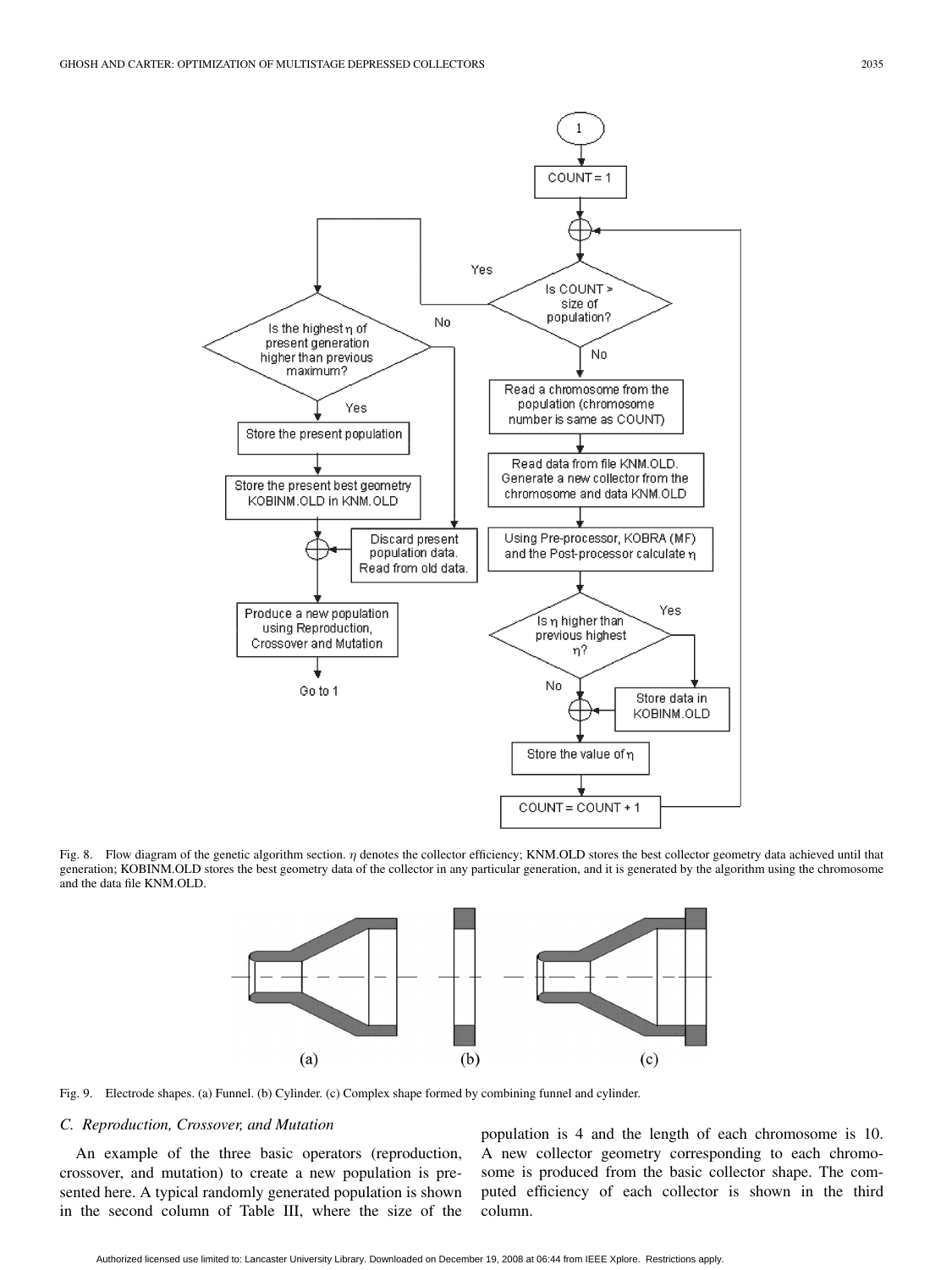Fig. 8. Flow diagram of the genetic algorithm section. $\eta$ denotes the collector efficiency; KNM.OLD stores the best collector geometry data achieved until that generation; KOBINM.OLD stores the best geometry data of the collector in any particular generation, and it is generated by the algorithm using the chromosome and the data file KNM.OLD.

Fig. 9. Electrode shapes. (a) Funnel. (b) Cylinder. (c) Complex shape formed by combining funnel and cylinder.

### C. Reproduction, Crossover, and Mutation

An example of the three basic operators (reproduction, crossover, and mutation) to create a new population is presented here. A typical randomly generated population is shown in the second column of Table III, where the size of the population is 4 and the length of each chromosome is 10. A new collector geometry corresponding to each chromosome is produced from the basic collector shape. The computed efficiency of each collector is shown in the third column.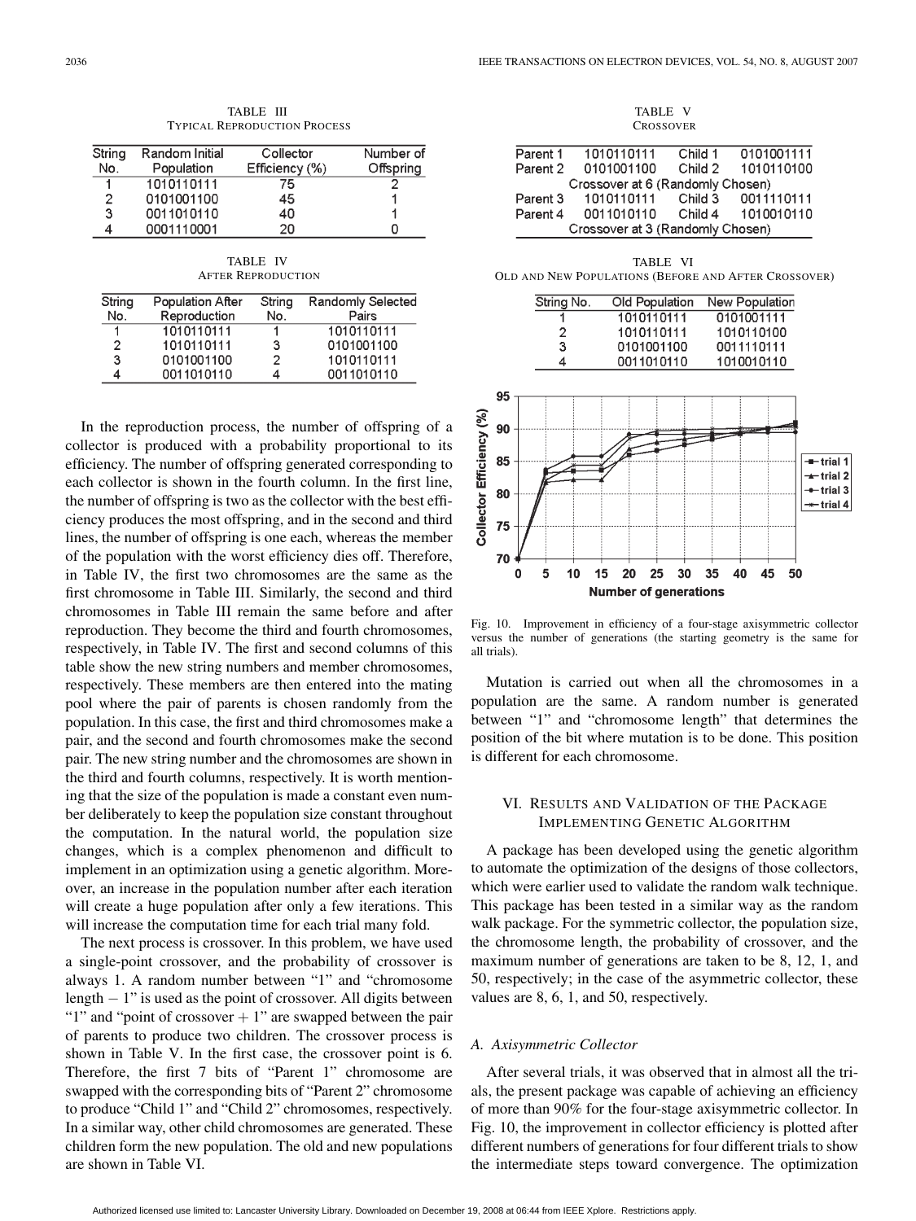TABLE III
TYPICAL REPRODUCTION PROCESS

| String No. | Random Initial Population | Collector Efficiency (%) | Number of Offspring |
|---|---|---|---|
| 1 | 1010110111 | 75 | 2 |
| 2 | 0101001100 | 45 | 1 |
| 3 | 0011010110 | 40 | 1 |
| 4 | 0001110001 | 20 | 0 |

TABLE IV
AFTER REPRODUCTION

| String No. | Population After Reproduction | String No. | Randomly Selected Pairs |
|---|---|---|---|
| 1 | 1010110111 | 1 | 1010110111 |
| 2 | 1010110111 | 3 | 0101001100 |
| 3 | 0101001100 | 2 | 1010110111 |
| 4 | 0011010110 | 4 | 0011010110 |

In the reproduction process, the number of offspring of a collector is produced with a probability proportional to its efficiency. The number of offspring generated corresponding to each collector is shown in the fourth column. In the first line, the number of offspring is two as the collector with the best efficiency produces the most offspring, and in the second and third lines, the number of offspring is one each, whereas the member of the population with the worst efficiency dies off. Therefore, in Table IV, the first two chromosomes are the same as the first chromosome in Table III. Similarly, the second and third chromosomes in Table III remain the same before and after reproduction. They become the third and fourth chromosomes, respectively, in Table IV. The first and second columns of this table show the new string numbers and member chromosomes, respectively. These members are then entered into the mating pool where the pair of parents is chosen randomly from the population. In this case, the first and third chromosomes make a pair, and the second and fourth chromosomes make the second pair. The new string number and the chromosomes are shown in the third and fourth columns, respectively. It is worth mentioning that the size of the population is made a constant even number deliberately to keep the population size constant throughout the computation. In the natural world, the population size changes, which is a complex phenomenon and difficult to implement in an optimization using a genetic algorithm. Moreover, an increase in the population number after each iteration will create a huge population after only a few iterations. This will increase the computation time for each trial many fold.

The next process is crossover. In this problem, we have used a single-point crossover, and the probability of crossover is always 1. A random number between "1" and "chromosome length − 1" is used as the point of crossover. All digits between "1" and "point of crossover + 1" are swapped between the pair of parents to produce two children. The crossover process is shown in Table V. In the first case, the crossover point is 6. Therefore, the first 7 bits of "Parent 1" chromosome are swapped with the corresponding bits of "Parent 2" chromosome to produce "Child 1" and "Child 2" chromosomes, respectively. In a similar way, other child chromosomes are generated. These children form the new population. The old and new populations are shown in Table VI.

TABLE V
CROSSOVER

| | | | |
|---|---|---|---|
| Parent 1 | 1010110111 | Child 1 | 0101001111 |
| Parent 2 | 0101001100 | Child 2 | 1010110100 |
| Crossover at 6 (Randomly Chosen) | | | |
| Parent 3 | 1010110111 | Child 3 | 0011110111 |
| Parent 4 | 0011010110 | Child 4 | 1010010110 |
| Crossover at 3 (Randomly Chosen) | | | |

TABLE VI
OLD AND NEW POPULATIONS (BEFORE AND AFTER CROSSOVER)

| String No. | Old Population | New Population |
|---|---|---|
| 1 | 1010110111 | 0101001111 |
| 2 | 1010110111 | 1010110100 |
| 3 | 0101001100 | 0011110111 |
| 4 | 0011010110 | 1010010110 |

Fig. 10. Improvement in efficiency of a four-stage axisymmetric collector versus the number of generations (the starting geometry is the same for all trials).

Mutation is carried out when all the chromosomes in a population are the same. A random number is generated between "1" and "chromosome length" that determines the position of the bit where mutation is to be done. This position is different for each chromosome.

## VI. RESULTS AND VALIDATION OF THE PACKAGE IMPLEMENTING GENETIC ALGORITHM

A package has been developed using the genetic algorithm to automate the optimization of the designs of those collectors, which were earlier used to validate the random walk technique. This package has been tested in a similar way as the random walk package. For the symmetric collector, the population size, the chromosome length, the probability of crossover, and the maximum number of generations are taken to be 8, 12, 1, and 50, respectively; in the case of the asymmetric collector, these values are 8, 6, 1, and 50, respectively.

### A. Axisymmetric Collector

After several trials, it was observed that in almost all the trials, the present package was capable of achieving an efficiency of more than 90% for the four-stage axisymmetric collector. In Fig. 10, the improvement in collector efficiency is plotted after different numbers of generations for four different trials to show the intermediate steps toward convergence. The optimization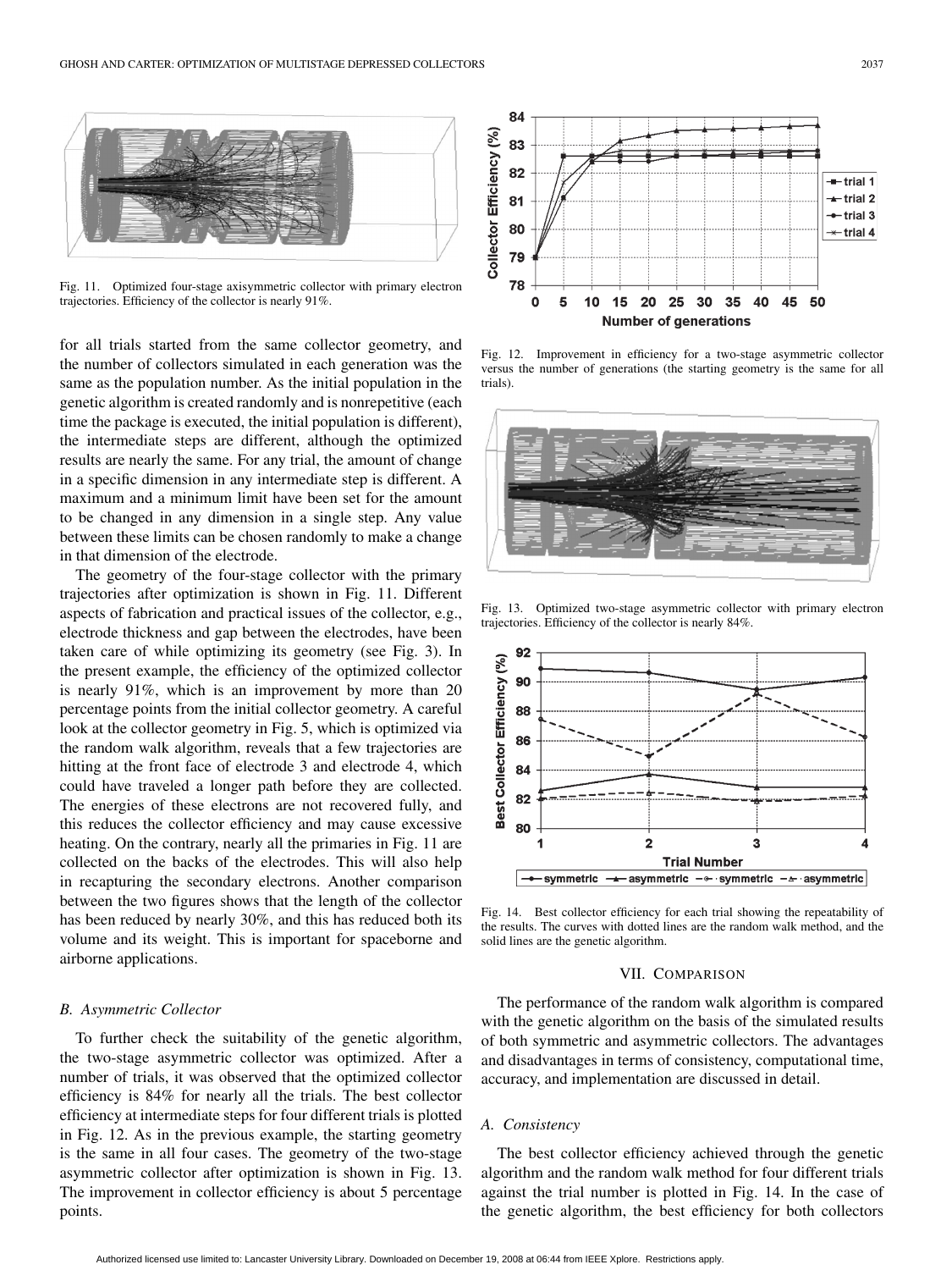for all trials started from the same collector geometry, and the number of collectors simulated in each generation was the same as the population number. As the initial population in the genetic algorithm is created randomly and is nonrepetitive (each time the package is executed, the initial population is different), the intermediate steps are different, although the optimized results are nearly the same. For any trial, the amount of change in a specific dimension in any intermediate step is different. A maximum and a minimum limit have been set for the amount to be changed in any dimension in a single step. Any value between these limits can be chosen randomly to make a change in that dimension of the electrode.

The geometry of the four-stage collector with the primary trajectories after optimization is shown in Fig. 11. Different aspects of fabrication and practical issues of the collector, e.g., electrode thickness and gap between the electrodes, have been taken care of while optimizing its geometry (see Fig. 3). In the present example, the efficiency of the optimized collector is nearly 91%, which is an improvement by more than 20 percentage points from the initial collector geometry. A careful look at the collector geometry in Fig. 5, which is optimized via the random walk algorithm, reveals that a few trajectories are hitting at the front face of electrode 3 and electrode 4, which could have traveled a longer path before they are collected. The energies of these electrons are not recovered fully, and this reduces the collector efficiency and may cause excessive heating. On the contrary, nearly all the primaries in Fig. 11 are collected on the backs of the electrodes. This will also help in recapturing the secondary electrons. Another comparison between the two figures shows that the length of the collector has been reduced by nearly 30%, and this has reduced both its volume and its weight. This is important for spaceborne and airborne applications.

Fig. 11. Optimized four-stage axisymmetric collector with primary electron trajectories. Efficiency of the collector is nearly 91%.

### B. Asymmetric Collector

To further check the suitability of the genetic algorithm, the two-stage asymmetric collector was optimized. After a number of trials, it was observed that the optimized collector efficiency is 84% for nearly all the trials. The best collector efficiency at intermediate steps for four different trials is plotted in Fig. 12. As in the previous example, the starting geometry is the same in all four cases. The geometry of the two-stage asymmetric collector after optimization is shown in Fig. 13. The improvement in collector efficiency is about 5 percentage points.

Fig. 12. Improvement in efficiency for a two-stage asymmetric collector versus the number of generations (the starting geometry is the same for all trials).

Fig. 13. Optimized two-stage asymmetric collector with primary electron trajectories. Efficiency of the collector is nearly 84%.

Fig. 14. Best collector efficiency for each trial showing the repeatability of the results. The curves with dotted lines are the random walk method, and the solid lines are the genetic algorithm.

## VII. Comparison

The performance of the random walk algorithm is compared with the genetic algorithm on the basis of the simulated results of both symmetric and asymmetric collectors. The advantages and disadvantages in terms of consistency, computational time, accuracy, and implementation are discussed in detail.

### A. Consistency

The best collector efficiency achieved through the genetic algorithm and the random walk method for four different trials against the trial number is plotted in Fig. 14. In the case of the genetic algorithm, the best efficiency for both collectors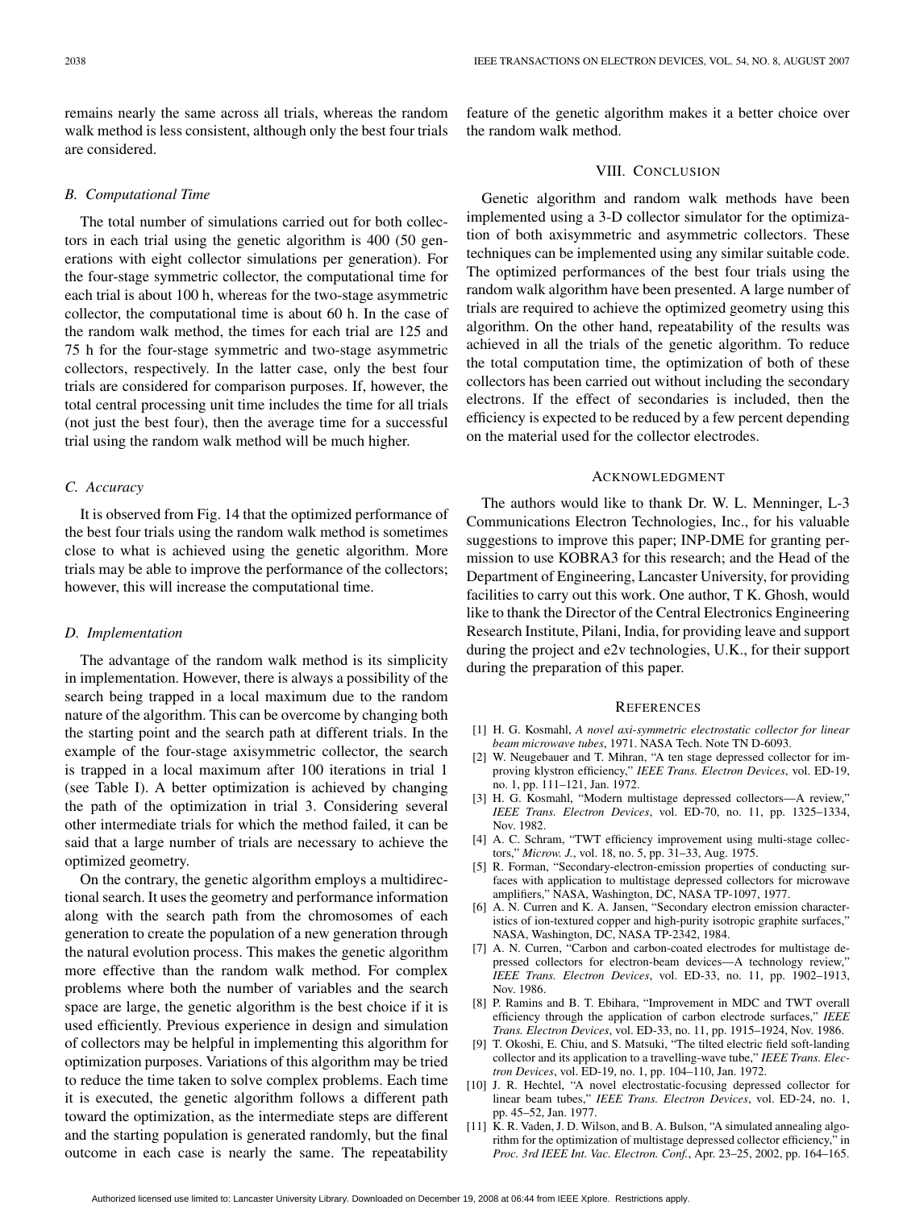remains nearly the same across all trials, whereas the random walk method is less consistent, although only the best four trials are considered.

### B. Computational Time

The total number of simulations carried out for both collectors in each trial using the genetic algorithm is 400 (50 generations with eight collector simulations per generation). For the four-stage symmetric collector, the computational time for each trial is about 100 h, whereas for the two-stage asymmetric collector, the computational time is about 60 h. In the case of the random walk method, the times for each trial are 125 and 75 h for the four-stage symmetric and two-stage asymmetric collectors, respectively. In the latter case, only the best four trials are considered for comparison purposes. If, however, the total central processing unit time includes the time for all trials (not just the best four), then the average time for a successful trial using the random walk method will be much higher.

### C. Accuracy

It is observed from Fig. 14 that the optimized performance of the best four trials using the random walk method is sometimes close to what is achieved using the genetic algorithm. More trials may be able to improve the performance of the collectors; however, this will increase the computational time.

### D. Implementation

The advantage of the random walk method is its simplicity in implementation. However, there is always a possibility of the search being trapped in a local maximum due to the random nature of the algorithm. This can be overcome by changing both the starting point and the search path at different trials. In the example of the four-stage axisymmetric collector, the search is trapped in a local maximum after 100 iterations in trial 1 (see Table I). A better optimization is achieved by changing the path of the optimization in trial 3. Considering several other intermediate trials for which the method failed, it can be said that a large number of trials are necessary to achieve the optimized geometry.

On the contrary, the genetic algorithm employs a multidirectional search. It uses the geometry and performance information along with the search path from the chromosomes of each generation to create the population of a new generation through the natural evolution process. This makes the genetic algorithm more effective than the random walk method. For complex problems where both the number of variables and the search space are large, the genetic algorithm is the best choice if it is used efficiently. Previous experience in design and simulation of collectors may be helpful in implementing this algorithm for optimization purposes. Variations of this algorithm may be tried to reduce the time taken to solve complex problems. Each time it is executed, the genetic algorithm follows a different path toward the optimization, as the intermediate steps are different and the starting population is generated randomly, but the final outcome in each case is nearly the same. The repeatability feature of the genetic algorithm makes it a better choice over the random walk method.

## VIII. Conclusion

Genetic algorithm and random walk methods have been implemented using a 3-D collector simulator for the optimization of both axisymmetric and asymmetric collectors. These techniques can be implemented using any similar suitable code. The optimized performances of the best four trials using the random walk algorithm have been presented. A large number of trials are required to achieve the optimized geometry using this algorithm. On the other hand, repeatability of the results was achieved in all the trials of the genetic algorithm. To reduce the total computation time, the optimization of both of these collectors has been carried out without including the secondary electrons. If the effect of secondaries is included, then the efficiency is expected to be reduced by a few percent depending on the material used for the collector electrodes.

## Acknowledgment

The authors would like to thank Dr. W. L. Menninger, L-3 Communications Electron Technologies, Inc., for his valuable suggestions to improve this paper; INP-DME for granting permission to use KOBRA3 for this research; and the Head of the Department of Engineering, Lancaster University, for providing facilities to carry out this work. One author, T K. Ghosh, would like to thank the Director of the Central Electronics Engineering Research Institute, Pilani, India, for providing leave and support during the project and e2v technologies, U.K., for their support during the preparation of this paper.

## References

[1] H. G. Kosmahl, *A novel axi-symmetric electrostatic collector for linear beam microwave tubes*, 1971. NASA Tech. Note TN D-6093.

[2] W. Neugebauer and T. Mihran, "A ten stage depressed collector for improving klystron efficiency," *IEEE Trans. Electron Devices*, vol. ED-19, no. 1, pp. 111–121, Jan. 1972.

[3] H. G. Kosmahl, "Modern multistage depressed collectors—A review," *IEEE Trans. Electron Devices*, vol. ED-70, no. 11, pp. 1325–1334, Nov. 1982.

[4] A. C. Schram, "TWT efficiency improvement using multi-stage collectors," *Microw. J.*, vol. 18, no. 5, pp. 31–33, Aug. 1975.

[5] R. Forman, "Secondary-electron-emission properties of conducting surfaces with application to multistage depressed collectors for microwave amplifiers," NASA, Washington, DC, NASA TP-1097, 1977.

[6] A. N. Curren and K. A. Jansen, "Secondary electron emission characteristics of ion-textured copper and high-purity isotropic graphite surfaces," NASA, Washington, DC, NASA TP-2342, 1984.

[7] A. N. Curren, "Carbon and carbon-coated electrodes for multistage depressed collectors for electron-beam devices—A technology review," *IEEE Trans. Electron Devices*, vol. ED-33, no. 11, pp. 1902–1913, Nov. 1986.

[8] P. Ramins and B. T. Ebihara, "Improvement in MDC and TWT overall efficiency through the application of carbon electrode surfaces," *IEEE Trans. Electron Devices*, vol. ED-33, no. 11, pp. 1915–1924, Nov. 1986.

[9] T. Okoshi, E. Chiu, and S. Matsuki, "The tilted electric field soft-landing collector and its application to a travelling-wave tube," *IEEE Trans. Electron Devices*, vol. ED-19, no. 1, pp. 104–110, Jan. 1972.

[10] J. R. Hechtel, "A novel electrostatic-focusing depressed collector for linear beam tubes," *IEEE Trans. Electron Devices*, vol. ED-24, no. 1, pp. 45–52, Jan. 1977.

[11] K. R. Vaden, J. D. Wilson, and B. A. Bulson, "A simulated annealing algorithm for the optimization of multistage depressed collector efficiency," in *Proc. 3rd IEEE Int. Vac. Electron. Conf.*, Apr. 23–25, 2002, pp. 164–165.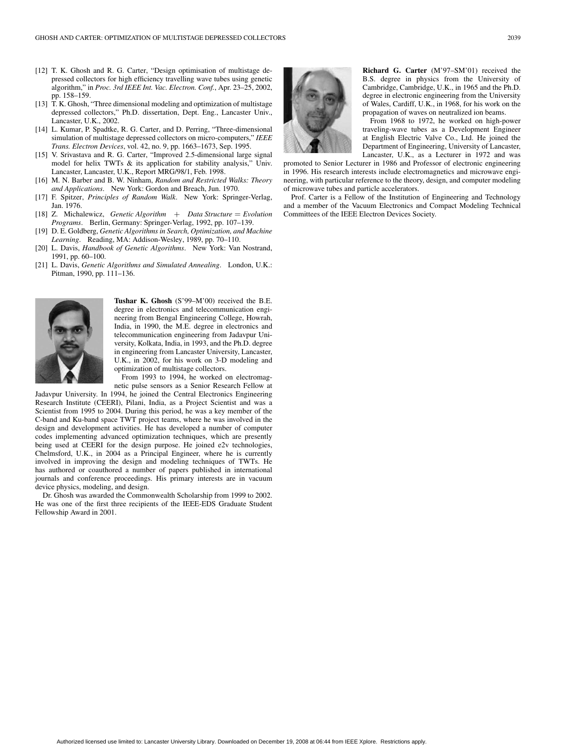[12] T. K. Ghosh and R. G. Carter, "Design optimisation of multistage depressed collectors for high efficiency travelling wave tubes using genetic algorithm," in *Proc. 3rd IEEE Int. Vac. Electron. Conf.*, Apr. 23–25, 2002, pp. 158–159.

[13] T. K. Ghosh, "Three dimensional modeling and optimization of multistage depressed collectors," Ph.D. dissertation, Dept. Eng., Lancaster Univ., Lancaster, U.K., 2002.

[14] L. Kumar, P. Spadtke, R. G. Carter, and D. Perring, "Three-dimensional simulation of multistage depressed collectors on micro-computers," *IEEE Trans. Electron Devices*, vol. 42, no. 9, pp. 1663–1673, Sep. 1995.

[15] V. Srivastava and R. G. Carter, "Improved 2.5-dimensional large signal model for helix TWTs & its application for stability analysis," Univ. Lancaster, Lancaster, U.K., Report MRG/98/1, Feb. 1998.

[16] M. N. Barber and B. W. Ninham, *Random and Restricted Walks: Theory and Applications*. New York: Gordon and Breach, Jun. 1970.

[17] F. Spitzer, *Principles of Random Walk*. New York: Springer-Verlag, Jan. 1976.

[18] Z. Michalewicz, *Genetic Algorithm + Data Structure = Evolution Programs*. Berlin, Germany: Springer-Verlag, 1992, pp. 107–139.

[19] D. E. Goldberg, *Genetic Algorithms in Search, Optimization, and Machine Learning*. Reading, MA: Addison-Wesley, 1989, pp. 70–110.

[20] L. Davis, *Handbook of Genetic Algorithms*. New York: Van Nostrand, 1991, pp. 60–100.

[21] L. Davis, *Genetic Algorithms and Simulated Annealing*. London, U.K.: Pitman, 1990, pp. 111–136.

**Tushar K. Ghosh** (S'99–M'00) received the B.E. degree in electronics and telecommunication engineering from Bengal Engineering College, Howrah, India, in 1990, the M.E. degree in electronics and telecommunication engineering from Jadavpur University, Kolkata, India, in 1993, and the Ph.D. degree in engineering from Lancaster University, Lancaster, U.K., in 2002, for his work on 3-D modeling and optimization of multistage collectors.

From 1993 to 1994, he worked on electromagnetic pulse sensors as a Senior Research Fellow at Jadavpur University. In 1994, he joined the Central Electronics Engineering Research Institute (CEERI), Pilani, India, as a Project Scientist and was a Scientist from 1995 to 2004. During this period, he was a key member of the C-band and Ku-band space TWT project teams, where he was involved in the design and development activities. He has developed a number of computer codes implementing advanced optimization techniques, which are presently being used at CEERI for the design purpose. He joined e2v technologies, Chelmsford, U.K., in 2004 as a Principal Engineer, where he is currently involved in improving the design and modeling techniques of TWTs. He has authored or coauthored a number of papers published in international journals and conference proceedings. His primary interests are in vacuum device physics, modeling, and design.

Dr. Ghosh was awarded the Commonwealth Scholarship from 1999 to 2002. He was one of the first three recipients of the IEEE-EDS Graduate Student Fellowship Award in 2001.

**Richard G. Carter** (M'97–SM'01) received the B.S. degree in physics from the University of Cambridge, Cambridge, U.K., in 1965 and the Ph.D. degree in electronic engineering from the University of Wales, Cardiff, U.K., in 1968, for his work on the propagation of waves on neutralized ion beams.

From 1968 to 1972, he worked on high-power traveling-wave tubes as a Development Engineer at English Electric Valve Co., Ltd. He joined the Department of Engineering, University of Lancaster, Lancaster, U.K., as a Lecturer in 1972 and was promoted to Senior Lecturer in 1986 and Professor of electronic engineering in 1996. His research interests include electromagnetics and microwave engineering, with particular reference to the theory, design, and computer modeling of microwave tubes and particle accelerators.

Prof. Carter is a Fellow of the Institution of Engineering and Technology and a member of the Vacuum Electronics and Compact Modeling Technical Committees of the IEEE Electron Devices Society.